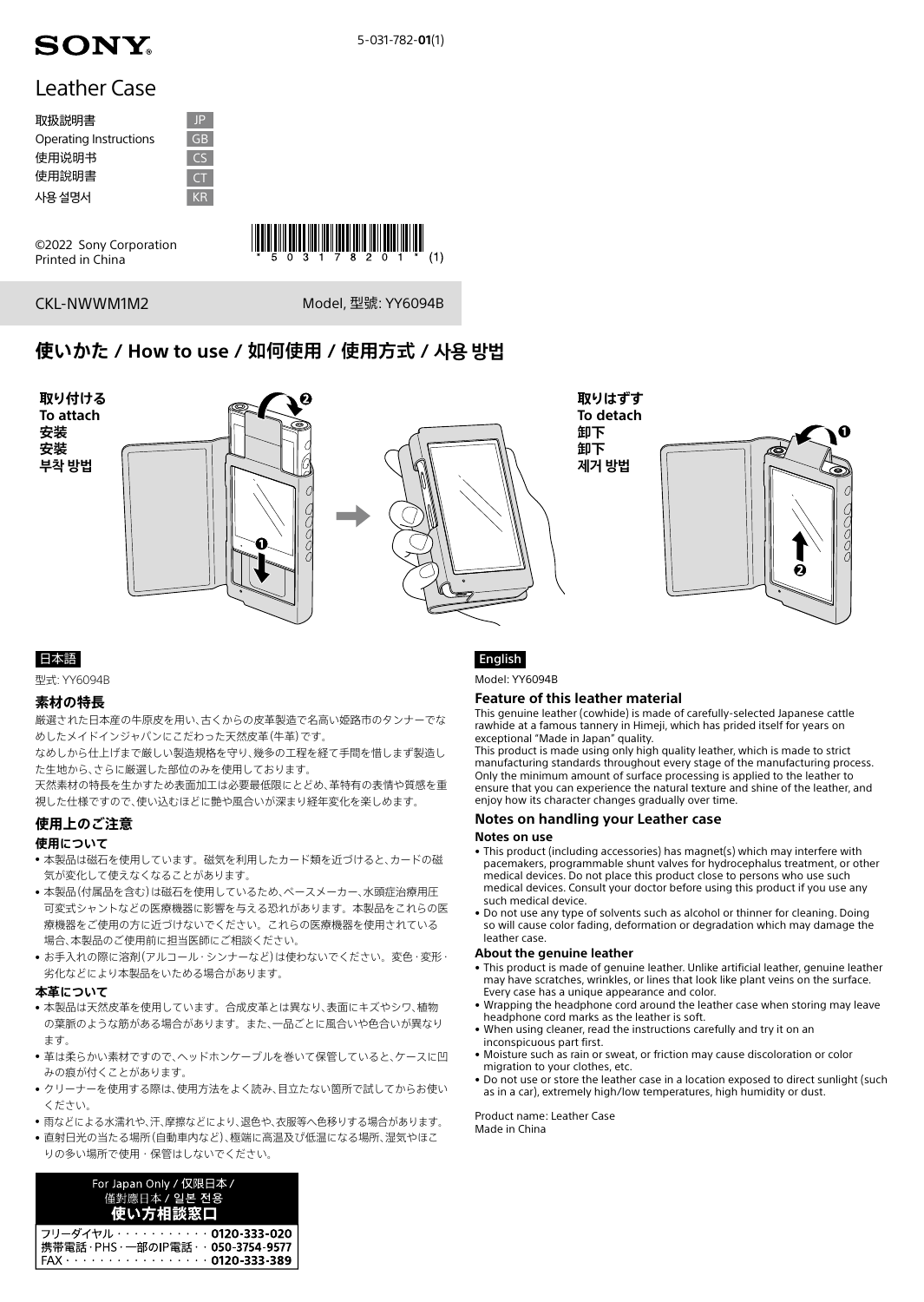SONY

5-031-782-**01**(1)

# Leather Case

| | |
|---|---|
| 取扱説明書 | JP |
| Operating Instructions | GB |
| 使用说明书 | CS |
| 使用說明書 | CT |
| 사용 설명서 | KR |

©2022 Sony Corporation
Printed in China

*5031782 01* (1)

CKL-NWWM1M2 　　Model, 型號: YY6094B

## 使いかた / How to use / 如何使用 / 使用方式 / 사용 방법

**取り付ける**
**To attach**
**安装**
**安裝**
**부착 방법**

**取りはずす**
**To detach**
**卸下**
**卸下**
**제거 방법**

## 日本語

型式: YY6094B

### 素材の特長

厳選された日本産の牛原皮を用い、古くからの皮革製造で名高い姫路市のタンナーでなめしたメイドインジャパンにこだわった天然皮革(牛革)です。
なめしから仕上げまで厳しい製造規格を守り、幾多の工程を経て手間を惜しまず製造した生地から、さらに厳選した部位のみを使用しております。
天然素材の特長を生かすため表面加工は必要最低限にとどめ、革特有の表情や質感を重視した仕様ですので、使い込むほどに艶や風合いが深まり経年変化を楽しめます。

### 使用上のご注意

#### 使用について

- 本製品は磁石を使用しています。磁気を利用したカード類を近づけると、カードの磁気が変化して使えなくなることがあります。
- 本製品(付属品を含む)は磁石を使用しているため、ペースメーカー、水頭症治療用圧可変式シャントなどの医療機器に影響を与える恐れがあります。本製品をこれらの医療機器をご使用の方に近づけないでください。これらの医療機器を使用されている場合、本製品のご使用前に担当医師にご相談ください。
- お手入れの際に溶剤(アルコール・シンナーなど)は使わないでください。変色・変形・劣化などにより本製品をいためる場合があります。

#### 本革について

- 本製品は天然皮革を使用しています。合成皮革とは異なり、表面にキズやシワ、植物の葉脈のような筋がある場合があります。また、一品ごとに風合いや色合いが異なります。
- 革は柔らかい素材ですので、ヘッドホンケーブルを巻いて保管していると、ケースに凹みの痕が付くことがあります。
- クリーナーを使用する際は、使用方法をよく読み、目立たない箇所で試してからお使いください。
- 雨などによる水濡れや、汗、摩擦などにより、退色や、衣服等へ色移りする場合があります。
- 直射日光の当たる場所(自動車内など)、極端に高温及び低温になる場所、湿気やほこりの多い場所で使用・保管はしないでください。

For Japan Only / 仅限日本 / 僅對應日本 / 일본 전용
**使い方相談窓口**

| | |
|---|---|
| フリーダイヤル | **0120-333-020** |
| 携帯電話・PHS・一部のIP電話 | **050-3754-9577** |
| FAX | **0120-333-389** |

## English

Model: YY6094B

### Feature of this leather material

This genuine leather (cowhide) is made of carefully-selected Japanese cattle rawhide at a famous tannery in Himeji, which has prided itself for years on exceptional "Made in Japan" quality.
This product is made using only high quality leather, which is made to strict manufacturing standards throughout every stage of the manufacturing process. Only the minimum amount of surface processing is applied to the leather to ensure that you can experience the natural texture and shine of the leather, and enjoy how its character changes gradually over time.

### Notes on handling your Leather case

#### Notes on use

- This product (including accessories) has magnet(s) which may interfere with pacemakers, programmable shunt valves for hydrocephalus treatment, or other medical devices. Do not place this product close to persons who use such medical devices. Consult your doctor before using this product if you use any such medical device.
- Do not use any type of solvents such as alcohol or thinner for cleaning. Doing so will cause color fading, deformation or degradation which may damage the leather case.

#### About the genuine leather

- This product is made of genuine leather. Unlike artificial leather, genuine leather may have scratches, wrinkles, or lines that look like plant veins on the surface. Every case has a unique appearance and color.
- Wrapping the headphone cord around the leather case when storing may leave headphone cord marks as the leather is soft.
- When using cleaner, read the instructions carefully and try it on an inconspicuous part first.
- Moisture such as rain or sweat, or friction may cause discoloration or color migration to your clothes, etc.
- Do not use or store the leather case in a location exposed to direct sunlight (such as in a car), extremely high/low temperatures, high humidity or dust.

Product name: Leather Case
Made in China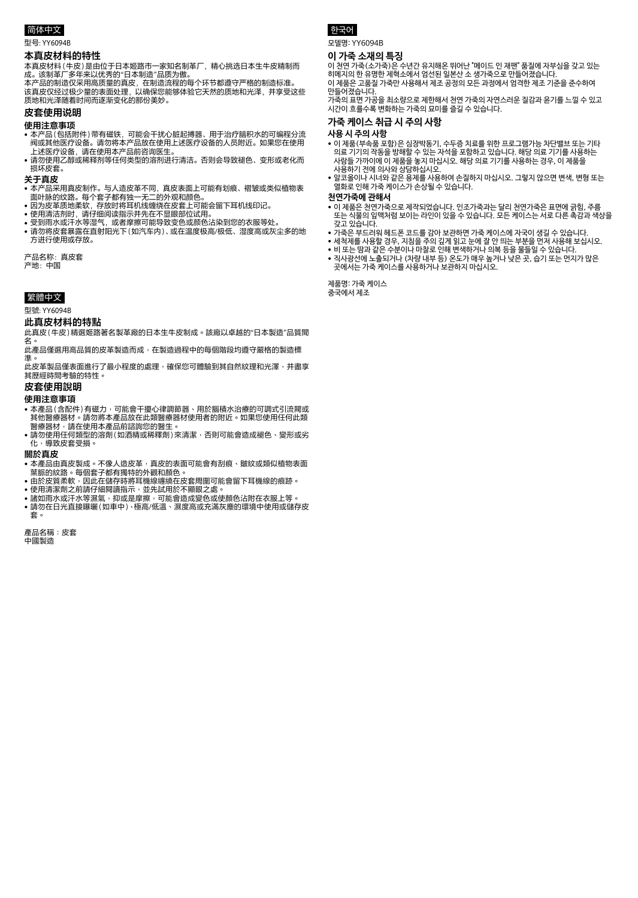简体中文

型号: YY6094B

## 本真皮材料的特性

本真皮材料（牛皮）是由位于日本姬路市一家知名制革厂，精心挑选日本生牛皮精制而成。该制革厂多年来以优秀的"日本制造"品质为傲。
本产品的制造仅采用高质量的真皮，在制造流程的每个环节都遵守严格的制造标准。
该真皮仅经过极少量的表面处理，以确保您能够体验它天然的质地和光泽，并享受这些质地和光泽随着时间而逐渐变化的那份美妙。

## 皮套使用说明

### 使用注意事项

- 本产品（包括附件）带有磁铁，可能会干扰心脏起搏器、用于治疗脑积水的可编程分流阀或其他医疗设备。请勿将本产品放在使用上述医疗设备的人员附近。如果您在使用上述医疗设备，请在使用本产品前咨询医生。
- 请勿使用乙醇或稀释剂等任何类型的溶剂进行清洁。否则会导致褪色、变形或老化而损坏皮套。

### 关于真皮

- 本产品采用真皮制作。与人造皮革不同，真皮表面上可能有划痕、褶皱或类似植物表面叶脉的纹路。每个套子都有独一无二的外观和颜色。
- 因为皮革质地柔软，存放时将耳机线缠绕在皮套上可能会留下耳机线印记。
- 使用清洁剂时，请仔细阅读指示并先在不显眼部位试用。
- 受到雨水或汗水等湿气，或者摩擦可能导致变色或颜色沾染到您的衣服等处。
- 请勿将皮套暴露在直射阳光下（如汽车内）、或在温度极高/极低、湿度高或灰尘多的地方进行使用或存放。

产品名称：真皮套
产地：中国

繁體中文

型號: YY6094B

## 此真皮材料的特點

此真皮（牛皮）精選姬路著名製革廠的日本生牛皮製成。該廠以卓越的"日本製造"品質聞名。
此產品僅選用高品質的皮革製造而成，在製造過程中的每個階段均遵守嚴格的製造標準。
此皮革製品僅表面進行了最小程度的處理，確保您可體驗到其自然紋理和光澤，並盡享其歷經時間考驗的特性。

## 皮套使用說明

### 使用注意事項

- 本產品（含配件）有磁力，可能會干擾心律調節器、用於腦積水治療的可調式引流閥或其他醫療器材。請勿將本產品放在此類醫療器材使用者的附近。如果您使用任何此類醫療器材，請在使用本產品前諮詢您的醫生。
- 請勿使用任何類型的溶劑（如酒精或稀釋劑）來清潔，否則可能會造成褪色、變形或劣化，導致皮套受損。

### 關於真皮

- 本產品由真皮製成。不像人造皮革，真皮的表面可能會有刮痕、皺紋或類似植物表面葉脈的紋路。每個套子都有獨特的外觀和顏色。
- 由於皮質柔軟，因此在儲存時將耳機線纏繞在皮套周圍可能會留下耳機線的痕跡。
- 使用清潔劑之前請仔細閱讀指示，並先試用於不顯眼之處。
- 諸如雨水或汗水等濕氣，抑或是摩擦，可能會造成變色或使顏色沾附在衣服上等。
- 請勿在日光直接曝曬（如車中）、極高/低溫、濕度高或充滿灰塵的環境中使用或儲存皮套。

產品名稱：皮套
中國製造

한국어

모델명: YY6094B

## 이 가죽 소재의 특징

이 천연 가죽(소가죽)은 수년간 유지해온 뛰어난 "메이드 인 재팬" 품질에 자부심을 갖고 있는 히메지의 한 유명한 제혁소에서 엄선된 일본산 소 생가죽으로 만들어졌습니다.
이 제품은 고품질 가죽만 사용해서 제조 공정의 모든 과정에서 엄격한 제조 기준을 준수하여 만들어졌습니다.
가죽의 표면 가공을 최소량으로 제한해서 천연 가죽의 자연스러운 질감과 윤기를 느낄 수 있고 시간이 흐를수록 변화하는 가죽의 묘미를 즐길 수 있습니다.

## 가죽 케이스 취급 시 주의 사항

### 사용 시 주의 사항

- 이 제품(부속품 포함)은 심장박동기, 수두증 치료를 위한 프로그램가능 차단밸브 또는 기타 의료 기기의 작동을 방해할 수 있는 자석을 포함하고 있습니다. 해당 의료 기기를 사용하는 사람들 가까이에 이 제품을 놓지 마십시오. 해당 의료 기기를 사용하는 경우, 이 제품을 사용하기 전에 의사와 상담하십시오.
- 알코올이나 시너와 같은 용제를 사용하여 손질하지 마십시오. 그렇지 않으면 변색, 변형 또는 열화로 인해 가죽 케이스가 손상될 수 있습니다.

### 천연가죽에 관해서

- 이 제품은 천연가죽으로 제작되었습니다. 인조가죽과는 달리 천연가죽은 표면에 긁힘, 주름 또는 식물의 잎맥처럼 보이는 라인이 있을 수 있습니다. 모든 케이스는 서로 다른 촉감과 색상을 갖고 있습니다.
- 가죽은 부드러워 헤드폰 코드를 감아 보관하면 가죽 케이스에 자국이 생길 수 있습니다.
- 세척제를 사용할 경우, 지침을 주의 깊게 읽고 눈에 잘 안 띄는 부분을 먼저 사용해 보십시오.
- 비 또는 땀과 같은 수분이나 마찰로 인해 변색하거나 의복 등을 물들일 수 있습니다.
- 직사광선에 노출되거나 (차량 내부 등) 온도가 매우 높거나 낮은 곳, 습기 또는 먼지가 많은 곳에서는 가죽 케이스를 사용하거나 보관하지 마십시오.

제품명: 가죽 케이스
중국에서 제조